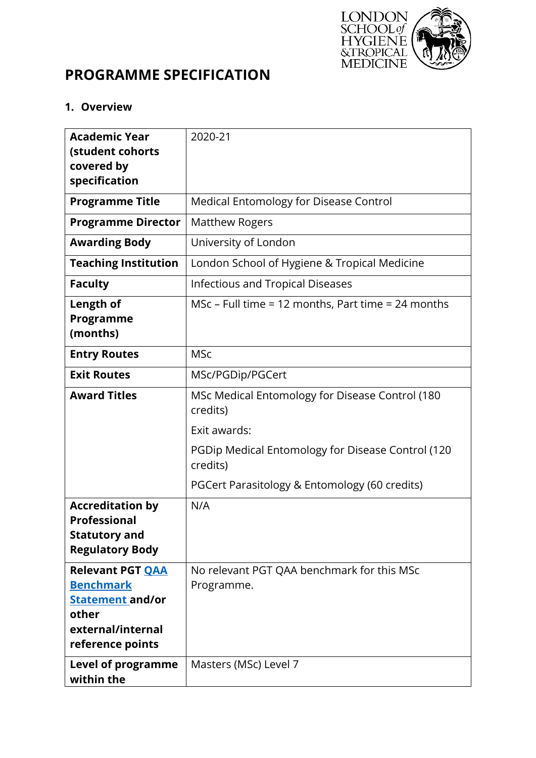# PROGRAMME SPECIFICATION

## 1. Overview

| | |
|---|---|
| **Academic Year (student cohorts covered by specification** | 2020-21 |
| **Programme Title** | Medical Entomology for Disease Control |
| **Programme Director** | Matthew Rogers |
| **Awarding Body** | University of London |
| **Teaching Institution** | London School of Hygiene & Tropical Medicine |
| **Faculty** | Infectious and Tropical Diseases |
| **Length of Programme (months)** | MSc – Full time = 12 months, Part time = 24 months |
| **Entry Routes** | MSc |
| **Exit Routes** | MSc/PGDip/PGCert |
| **Award Titles** | MSc Medical Entomology for Disease Control (180 credits)<br><br>Exit awards:<br><br>PGDip Medical Entomology for Disease Control (120 credits)<br><br>PGCert Parasitology & Entomology (60 credits) |
| **Accreditation by Professional Statutory and Regulatory Body** | N/A |
| **Relevant PGT QAA Benchmark Statement and/or other external/internal reference points** | No relevant PGT QAA benchmark for this MSc Programme. |
| **Level of programme within the** | Masters (MSc) Level 7 |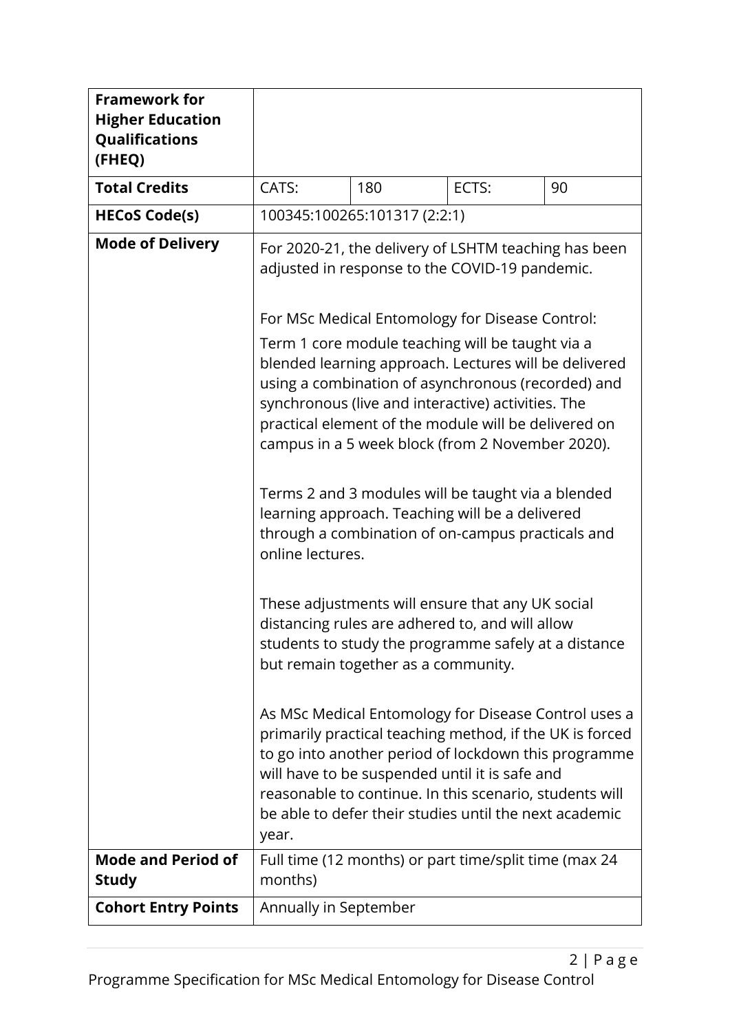| **Framework for Higher Education Qualifications (FHEQ)** | | | | |
|---|---|---|---|---|
| **Total Credits** | CATS: | 180 | ECTS: | 90 |
| **HECoS Code(s)** | 100345:100265:101317 (2:2:1) | | | |
| **Mode of Delivery** | For 2020-21, the delivery of LSHTM teaching has been adjusted in response to the COVID-19 pandemic.<br><br>For MSc Medical Entomology for Disease Control:<br>Term 1 core module teaching will be taught via a blended learning approach. Lectures will be delivered using a combination of asynchronous (recorded) and synchronous (live and interactive) activities. The practical element of the module will be delivered on campus in a 5 week block (from 2 November 2020).<br><br>Terms 2 and 3 modules will be taught via a blended learning approach. Teaching will be a delivered through a combination of on-campus practicals and online lectures.<br><br>These adjustments will ensure that any UK social distancing rules are adhered to, and will allow students to study the programme safely at a distance but remain together as a community.<br><br>As MSc Medical Entomology for Disease Control uses a primarily practical teaching method, if the UK is forced to go into another period of lockdown this programme will have to be suspended until it is safe and reasonable to continue. In this scenario, students will be able to defer their studies until the next academic year. | | | |
| **Mode and Period of Study** | Full time (12 months) or part time/split time (max 24 months) | | | |
| **Cohort Entry Points** | Annually in September | | | |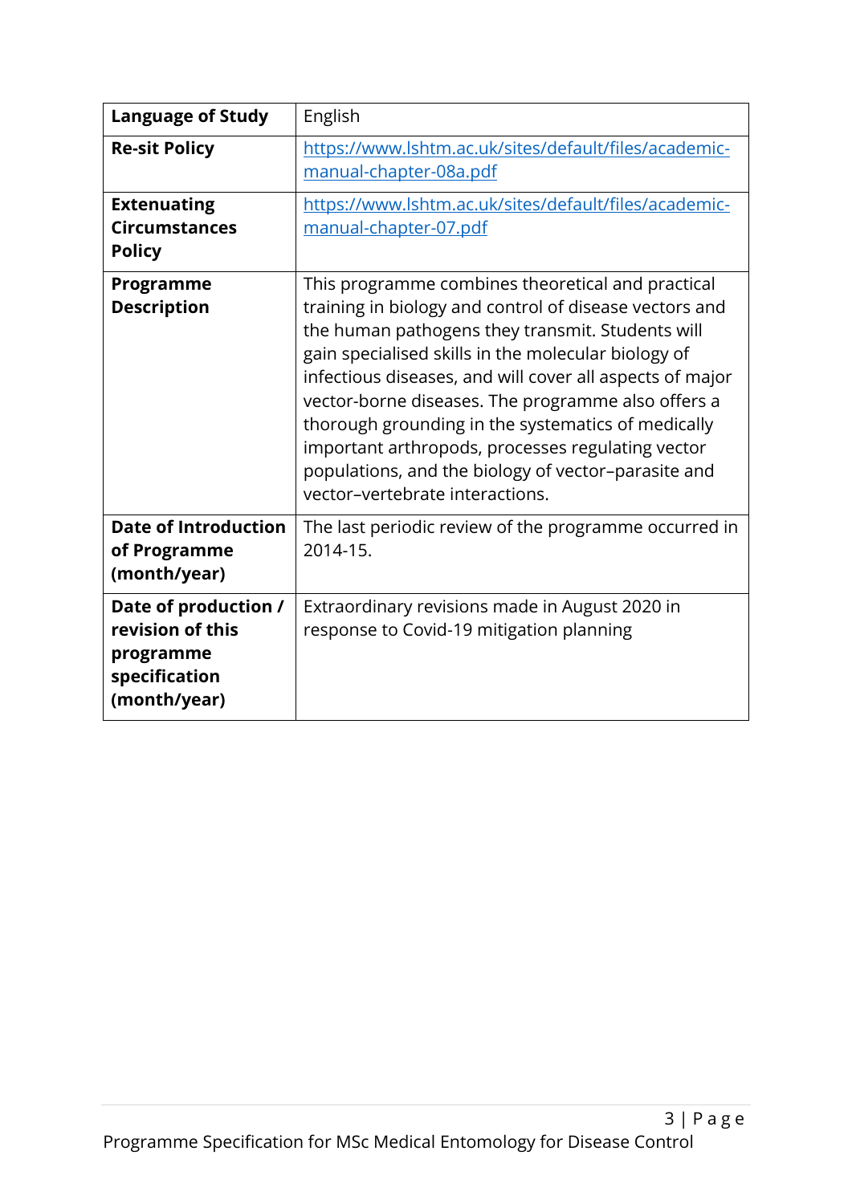| | |
|---|---|
| **Language of Study** | English |
| **Re-sit Policy** | https://www.lshtm.ac.uk/sites/default/files/academic-manual-chapter-08a.pdf |
| **Extenuating Circumstances Policy** | https://www.lshtm.ac.uk/sites/default/files/academic-manual-chapter-07.pdf |
| **Programme Description** | This programme combines theoretical and practical training in biology and control of disease vectors and the human pathogens they transmit. Students will gain specialised skills in the molecular biology of infectious diseases, and will cover all aspects of major vector-borne diseases. The programme also offers a thorough grounding in the systematics of medically important arthropods, processes regulating vector populations, and the biology of vector–parasite and vector–vertebrate interactions. |
| **Date of Introduction of Programme (month/year)** | The last periodic review of the programme occurred in 2014-15. |
| **Date of production / revision of this programme specification (month/year)** | Extraordinary revisions made in August 2020 in response to Covid-19 mitigation planning |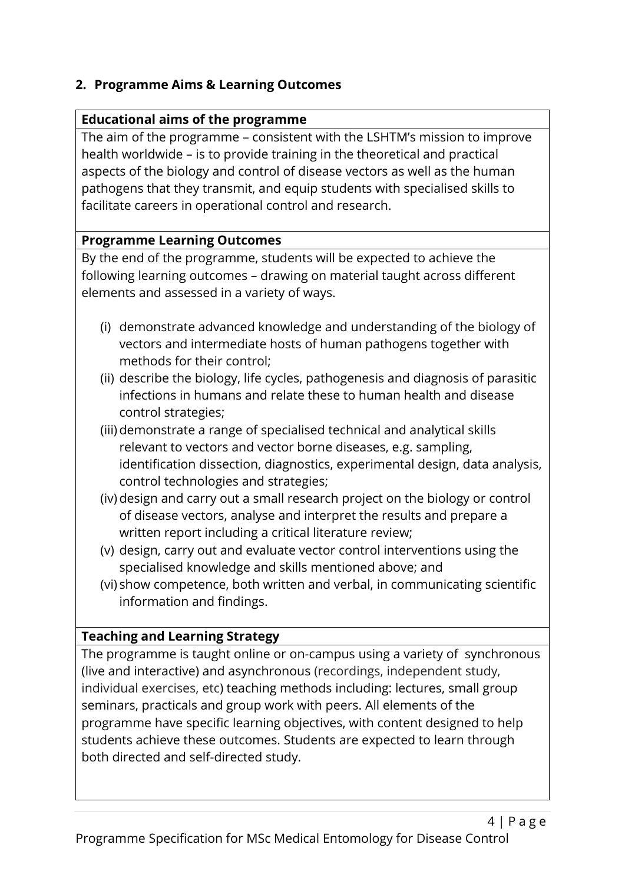## 2. Programme Aims & Learning Outcomes

**Educational aims of the programme**

The aim of the programme – consistent with the LSHTM's mission to improve health worldwide – is to provide training in the theoretical and practical aspects of the biology and control of disease vectors as well as the human pathogens that they transmit, and equip students with specialised skills to facilitate careers in operational control and research.

**Programme Learning Outcomes**

By the end of the programme, students will be expected to achieve the following learning outcomes – drawing on material taught across different elements and assessed in a variety of ways.

(i) demonstrate advanced knowledge and understanding of the biology of vectors and intermediate hosts of human pathogens together with methods for their control;
(ii) describe the biology, life cycles, pathogenesis and diagnosis of parasitic infections in humans and relate these to human health and disease control strategies;
(iii) demonstrate a range of specialised technical and analytical skills relevant to vectors and vector borne diseases, e.g. sampling, identification dissection, diagnostics, experimental design, data analysis, control technologies and strategies;
(iv) design and carry out a small research project on the biology or control of disease vectors, analyse and interpret the results and prepare a written report including a critical literature review;
(v) design, carry out and evaluate vector control interventions using the specialised knowledge and skills mentioned above; and
(vi) show competence, both written and verbal, in communicating scientific information and findings.

**Teaching and Learning Strategy**

The programme is taught online or on-campus using a variety of synchronous (live and interactive) and asynchronous (recordings, independent study, individual exercises, etc) teaching methods including: lectures, small group seminars, practicals and group work with peers. All elements of the programme have specific learning objectives, with content designed to help students achieve these outcomes. Students are expected to learn through both directed and self-directed study.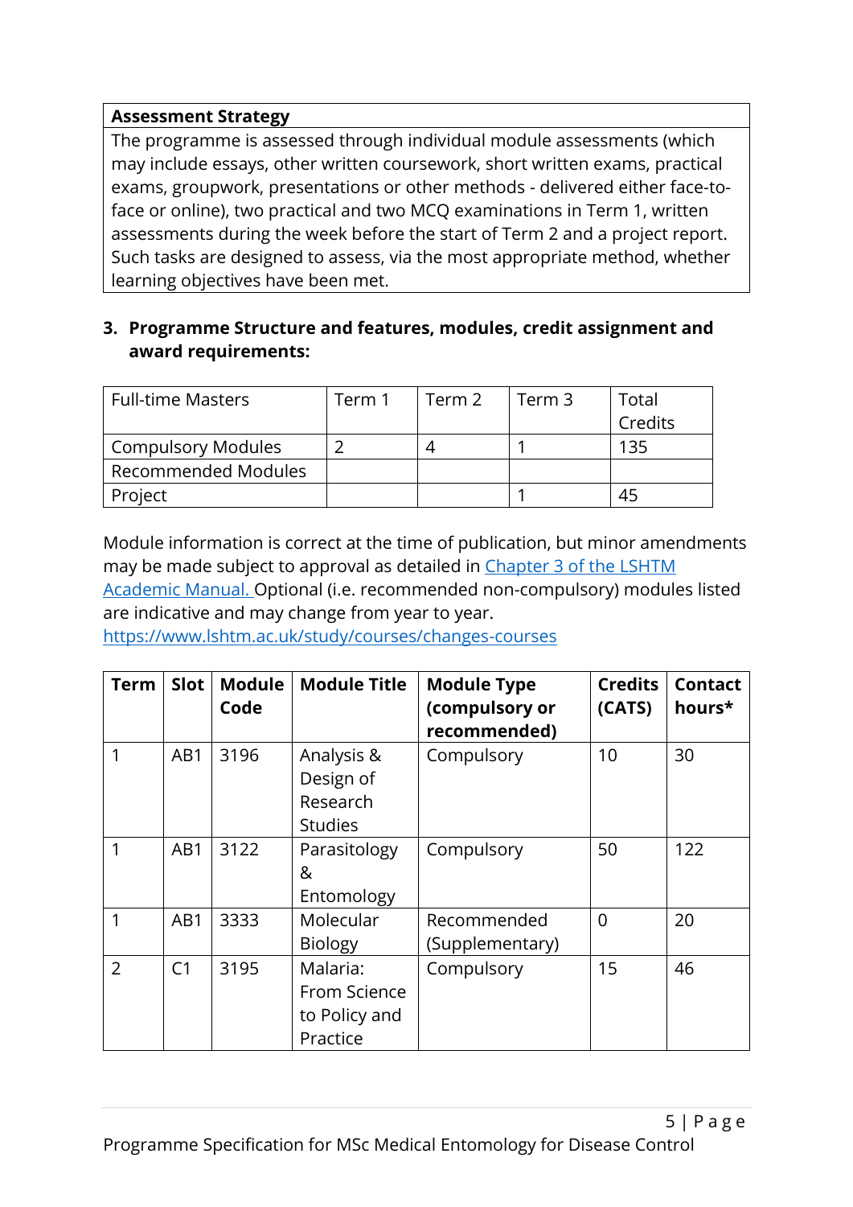| Assessment Strategy |
|---|
| The programme is assessed through individual module assessments (which may include essays, other written coursework, short written exams, practical exams, groupwork, presentations or other methods - delivered either face-to-face or online), two practical and two MCQ examinations in Term 1, written assessments during the week before the start of Term 2 and a project report. Such tasks are designed to assess, via the most appropriate method, whether learning objectives have been met. |

## 3. Programme Structure and features, modules, credit assignment and award requirements:

| Full-time Masters | Term 1 | Term 2 | Term 3 | Total Credits |
|---|---|---|---|---|
| Compulsory Modules | 2 | 4 | 1 | 135 |
| Recommended Modules | | | | |
| Project | | | 1 | 45 |

Module information is correct at the time of publication, but minor amendments may be made subject to approval as detailed in [Chapter 3 of the LSHTM Academic Manual.](Chapter 3 of the LSHTM Academic Manual) Optional (i.e. recommended non-compulsory) modules listed are indicative and may change from year to year.
[https://www.lshtm.ac.uk/study/courses/changes-courses](https://www.lshtm.ac.uk/study/courses/changes-courses)

| Term | Slot | Module Code | Module Title | Module Type (compulsory or recommended) | Credits (CATS) | Contact hours* |
|---|---|---|---|---|---|---|
| 1 | AB1 | 3196 | Analysis & Design of Research Studies | Compulsory | 10 | 30 |
| 1 | AB1 | 3122 | Parasitology & Entomology | Compulsory | 50 | 122 |
| 1 | AB1 | 3333 | Molecular Biology | Recommended (Supplementary) | 0 | 20 |
| 2 | C1 | 3195 | Malaria: From Science to Policy and Practice | Compulsory | 15 | 46 |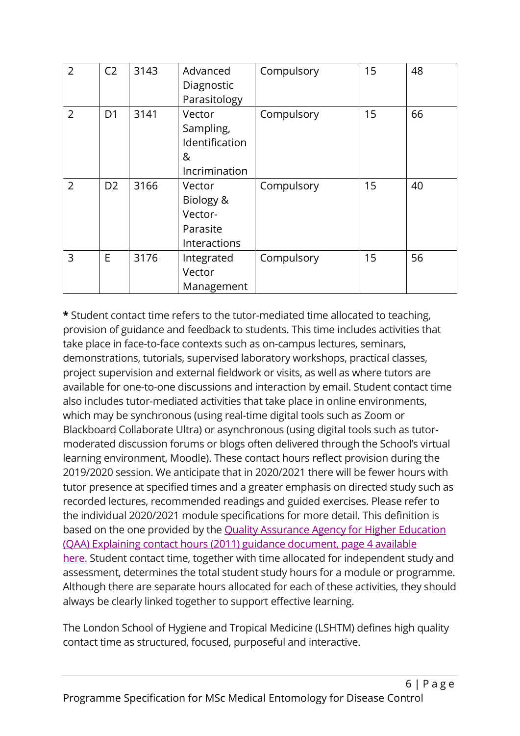| | | | | | | |
|---|---|---|---|---|---|---|
| 2 | C2 | 3143 | Advanced Diagnostic Parasitology | Compulsory | 15 | 48 |
| 2 | D1 | 3141 | Vector Sampling, Identification & Incrimination | Compulsory | 15 | 66 |
| 2 | D2 | 3166 | Vector Biology & Vector-Parasite Interactions | Compulsory | 15 | 40 |
| 3 | E | 3176 | Integrated Vector Management | Compulsory | 15 | 56 |

**\*** Student contact time refers to the tutor-mediated time allocated to teaching, provision of guidance and feedback to students. This time includes activities that take place in face-to-face contexts such as on-campus lectures, seminars, demonstrations, tutorials, supervised laboratory workshops, practical classes, project supervision and external fieldwork or visits, as well as where tutors are available for one-to-one discussions and interaction by email. Student contact time also includes tutor-mediated activities that take place in online environments, which may be synchronous (using real-time digital tools such as Zoom or Blackboard Collaborate Ultra) or asynchronous (using digital tools such as tutor-moderated discussion forums or blogs often delivered through the School's virtual learning environment, Moodle). These contact hours reflect provision during the 2019/2020 session. We anticipate that in 2020/2021 there will be fewer hours with tutor presence at specified times and a greater emphasis on directed study such as recorded lectures, recommended readings and guided exercises. Please refer to the individual 2020/2021 module specifications for more detail. This definition is based on the one provided by the Quality Assurance Agency for Higher Education (QAA) Explaining contact hours (2011) guidance document, page 4 available here. Student contact time, together with time allocated for independent study and assessment, determines the total student study hours for a module or programme. Although there are separate hours allocated for each of these activities, they should always be clearly linked together to support effective learning.

The London School of Hygiene and Tropical Medicine (LSHTM) defines high quality contact time as structured, focused, purposeful and interactive.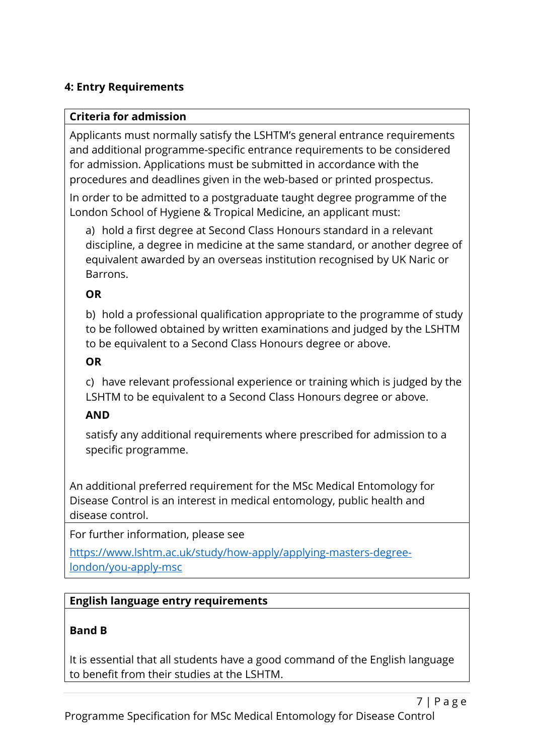**4: Entry Requirements**

**Criteria for admission**

Applicants must normally satisfy the LSHTM's general entrance requirements and additional programme-specific entrance requirements to be considered for admission. Applications must be submitted in accordance with the procedures and deadlines given in the web-based or printed prospectus.

In order to be admitted to a postgraduate taught degree programme of the London School of Hygiene & Tropical Medicine, an applicant must:

a) hold a first degree at Second Class Honours standard in a relevant discipline, a degree in medicine at the same standard, or another degree of equivalent awarded by an overseas institution recognised by UK Naric or Barrons.

**OR**

b) hold a professional qualification appropriate to the programme of study to be followed obtained by written examinations and judged by the LSHTM to be equivalent to a Second Class Honours degree or above.

**OR**

c) have relevant professional experience or training which is judged by the LSHTM to be equivalent to a Second Class Honours degree or above.

**AND**

satisfy any additional requirements where prescribed for admission to a specific programme.

An additional preferred requirement for the MSc Medical Entomology for Disease Control is an interest in medical entomology, public health and disease control.

For further information, please see

[https://www.lshtm.ac.uk/study/how-apply/applying-masters-degree-london/you-apply-msc](https://www.lshtm.ac.uk/study/how-apply/applying-masters-degree-london/you-apply-msc)

**English language entry requirements**

**Band B**

It is essential that all students have a good command of the English language to benefit from their studies at the LSHTM.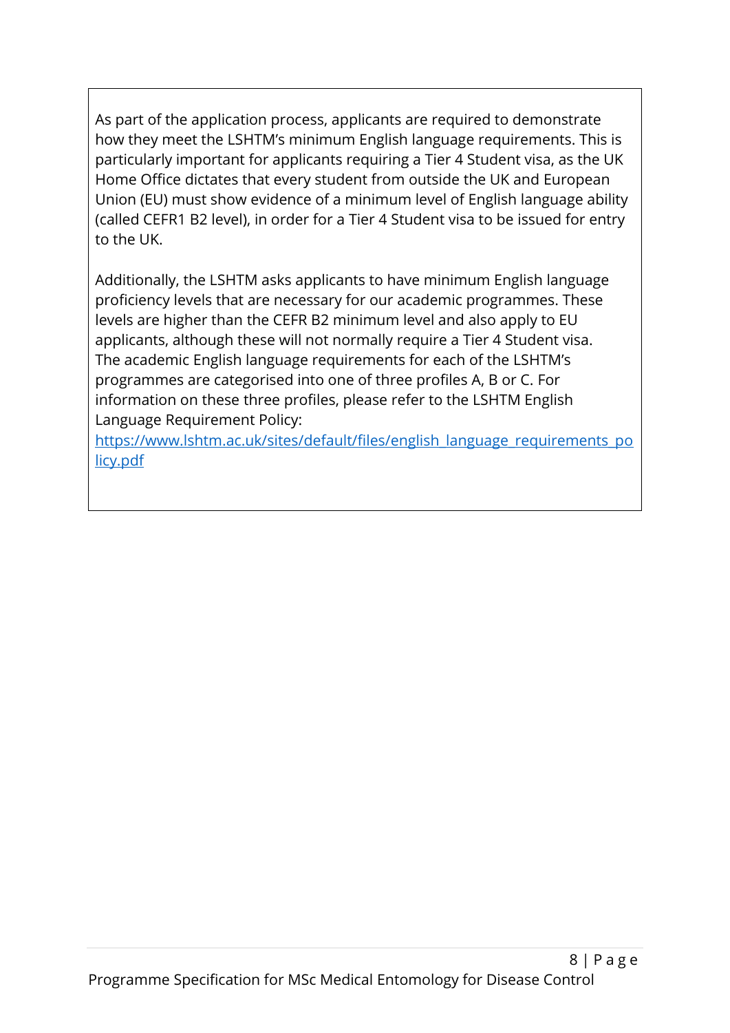As part of the application process, applicants are required to demonstrate how they meet the LSHTM's minimum English language requirements. This is particularly important for applicants requiring a Tier 4 Student visa, as the UK Home Office dictates that every student from outside the UK and European Union (EU) must show evidence of a minimum level of English language ability (called CEFR1 B2 level), in order for a Tier 4 Student visa to be issued for entry to the UK.

Additionally, the LSHTM asks applicants to have minimum English language proficiency levels that are necessary for our academic programmes. These levels are higher than the CEFR B2 minimum level and also apply to EU applicants, although these will not normally require a Tier 4 Student visa. The academic English language requirements for each of the LSHTM's programmes are categorised into one of three profiles A, B or C. For information on these three profiles, please refer to the LSHTM English Language Requirement Policy:
[https://www.lshtm.ac.uk/sites/default/files/english_language_requirements_policy.pdf](https://www.lshtm.ac.uk/sites/default/files/english_language_requirements_policy.pdf)